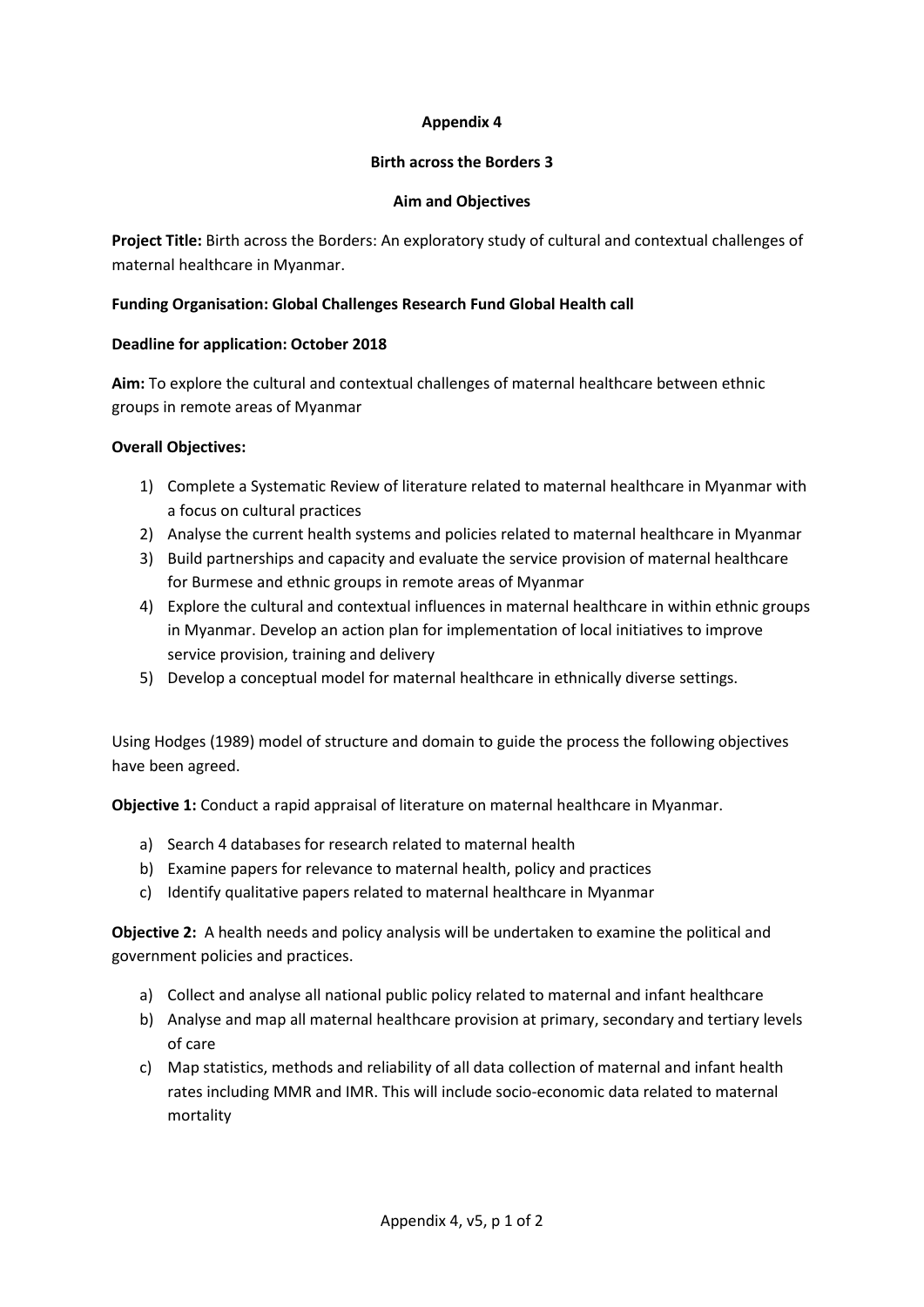**Appendix 4**

**Birth across the Borders 3**

**Aim and Objectives**

**Project Title:** Birth across the Borders: An exploratory study of cultural and contextual challenges of maternal healthcare in Myanmar.

**Funding Organisation: Global Challenges Research Fund Global Health call**

**Deadline for application: October 2018**

**Aim:** To explore the cultural and contextual challenges of maternal healthcare between ethnic groups in remote areas of Myanmar

**Overall Objectives:**

1) Complete a Systematic Review of literature related to maternal healthcare in Myanmar with a focus on cultural practices
2) Analyse the current health systems and policies related to maternal healthcare in Myanmar
3) Build partnerships and capacity and evaluate the service provision of maternal healthcare for Burmese and ethnic groups in remote areas of Myanmar
4) Explore the cultural and contextual influences in maternal healthcare in within ethnic groups in Myanmar. Develop an action plan for implementation of local initiatives to improve service provision, training and delivery
5) Develop a conceptual model for maternal healthcare in ethnically diverse settings.

Using Hodges (1989) model of structure and domain to guide the process the following objectives have been agreed.

**Objective 1:** Conduct a rapid appraisal of literature on maternal healthcare in Myanmar.

a) Search 4 databases for research related to maternal health
b) Examine papers for relevance to maternal health, policy and practices
c) Identify qualitative papers related to maternal healthcare in Myanmar

**Objective 2:** A health needs and policy analysis will be undertaken to examine the political and government policies and practices.

a) Collect and analyse all national public policy related to maternal and infant healthcare
b) Analyse and map all maternal healthcare provision at primary, secondary and tertiary levels of care
c) Map statistics, methods and reliability of all data collection of maternal and infant health rates including MMR and IMR. This will include socio-economic data related to maternal mortality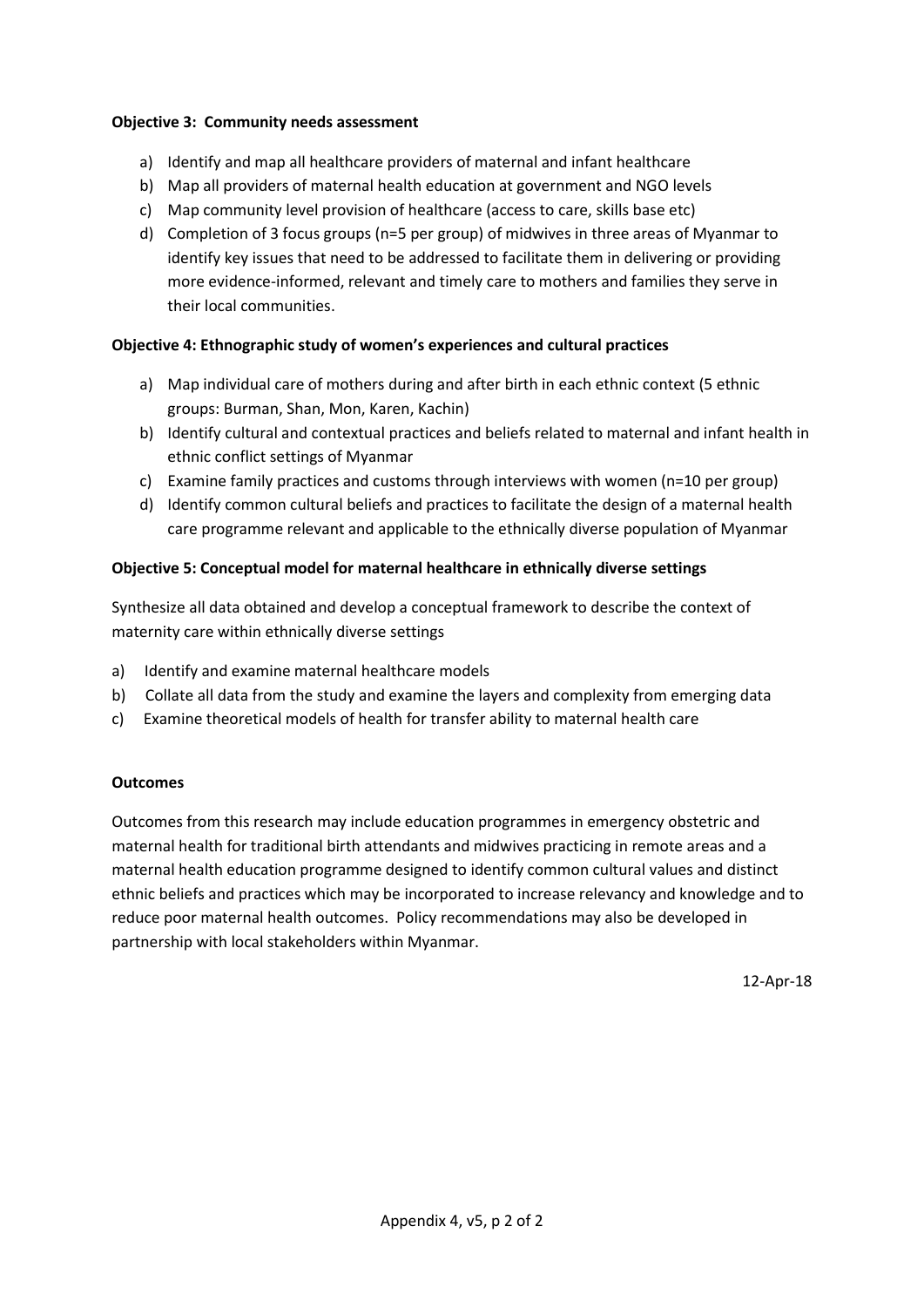**Objective 3: Community needs assessment**

a) Identify and map all healthcare providers of maternal and infant healthcare
b) Map all providers of maternal health education at government and NGO levels
c) Map community level provision of healthcare (access to care, skills base etc)
d) Completion of 3 focus groups (n=5 per group) of midwives in three areas of Myanmar to identify key issues that need to be addressed to facilitate them in delivering or providing more evidence-informed, relevant and timely care to mothers and families they serve in their local communities.

**Objective 4: Ethnographic study of women's experiences and cultural practices**

a) Map individual care of mothers during and after birth in each ethnic context (5 ethnic groups: Burman, Shan, Mon, Karen, Kachin)
b) Identify cultural and contextual practices and beliefs related to maternal and infant health in ethnic conflict settings of Myanmar
c) Examine family practices and customs through interviews with women (n=10 per group)
d) Identify common cultural beliefs and practices to facilitate the design of a maternal health care programme relevant and applicable to the ethnically diverse population of Myanmar

**Objective 5: Conceptual model for maternal healthcare in ethnically diverse settings**

Synthesize all data obtained and develop a conceptual framework to describe the context of maternity care within ethnically diverse settings

a) Identify and examine maternal healthcare models
b) Collate all data from the study and examine the layers and complexity from emerging data
c) Examine theoretical models of health for transfer ability to maternal health care

**Outcomes**

Outcomes from this research may include education programmes in emergency obstetric and maternal health for traditional birth attendants and midwives practicing in remote areas and a maternal health education programme designed to identify common cultural values and distinct ethnic beliefs and practices which may be incorporated to increase relevancy and knowledge and to reduce poor maternal health outcomes. Policy recommendations may also be developed in partnership with local stakeholders within Myanmar.

12-Apr-18